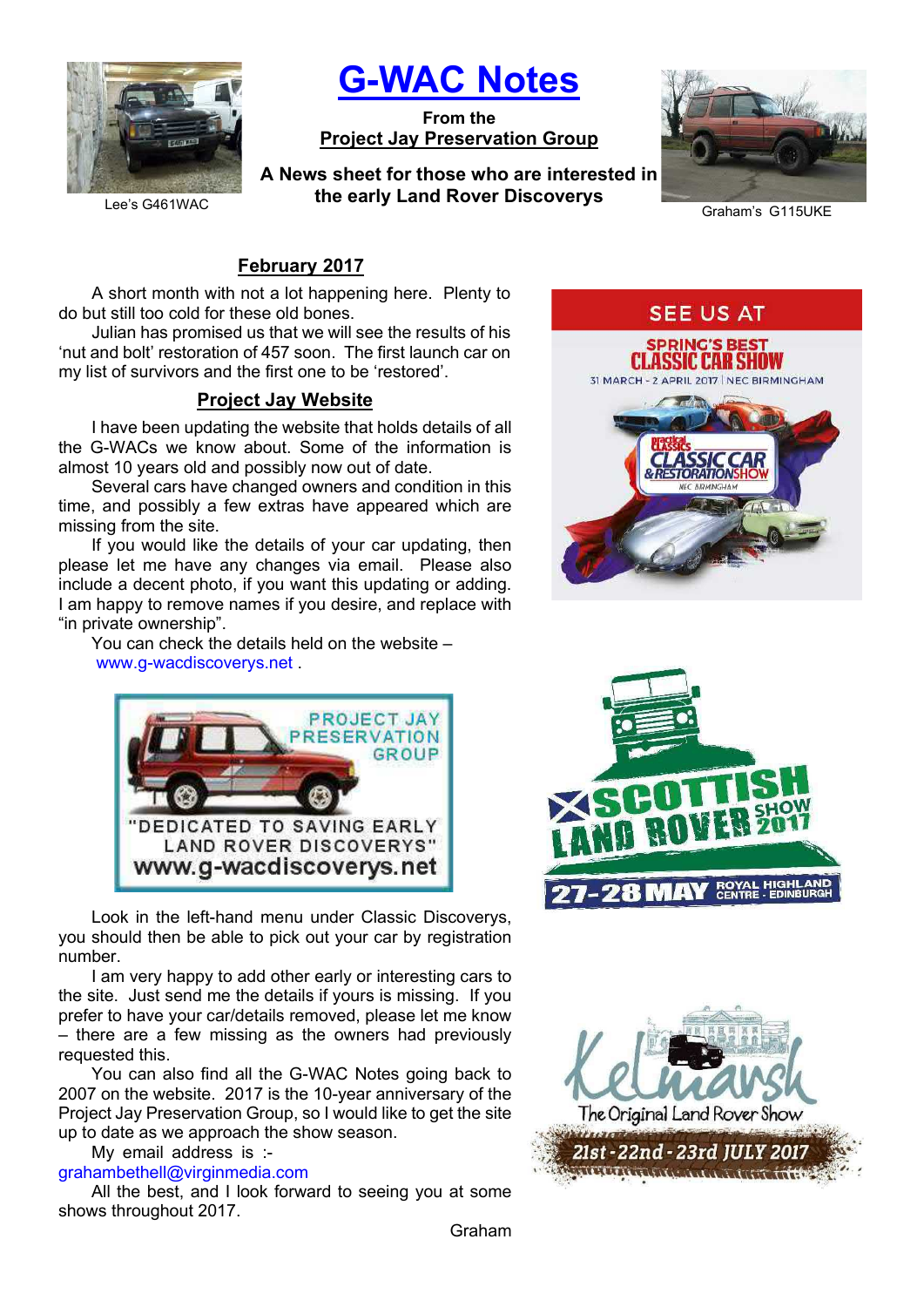# G-WAC Notes

**From the**
**Project Jay Preservation Group**

**A News sheet for those who are interested in the early Land Rover Discoverys**

Lee's G461WAC

Graham's G115UKE

## February 2017

A short month with not a lot happening here. Plenty to do but still too cold for these old bones.

Julian has promised us that we will see the results of his 'nut and bolt' restoration of 457 soon. The first launch car on my list of survivors and the first one to be 'restored'.

## Project Jay Website

I have been updating the website that holds details of all the G-WACs we know about. Some of the information is almost 10 years old and possibly now out of date.

Several cars have changed owners and condition in this time, and possibly a few extras have appeared which are missing from the site.

If you would like the details of your car updating, then please let me have any changes via email. Please also include a decent photo, if you want this updating or adding. I am happy to remove names if you desire, and replace with "in private ownership".

You can check the details held on the website – www.g-wacdiscoverys.net .

PROJECT JAY PRESERVATION GROUP
"DEDICATED TO SAVING EARLY LAND ROVER DISCOVERYS"
www.g-wacdiscoverys.net

Look in the left-hand menu under Classic Discoverys, you should then be able to pick out your car by registration number.

I am very happy to add other early or interesting cars to the site. Just send me the details if yours is missing. If you prefer to have your car/details removed, please let me know – there are a few missing as the owners had previously requested this.

You can also find all the G-WAC Notes going back to 2007 on the website. 2017 is the 10-year anniversary of the Project Jay Preservation Group, so I would like to get the site up to date as we approach the show season.

My email address is :-
grahambethell@virginmedia.com

All the best, and I look forward to seeing you at some shows throughout 2017.

Graham

SEE US AT

SPRING'S BEST CLASSIC CAR SHOW
31 MARCH - 2 APRIL 2017 | NEC BIRMINGHAM
Practical Classics CLASSIC CAR & RESTORATION SHOW
NEC BIRMINGHAM

SCOTTISH LAND ROVER SHOW 2017
27-28 MAY ROYAL HIGHLAND CENTRE - EDINBURGH

Kelmarsh
The Original Land Rover Show
21st - 22nd - 23rd JULY 2017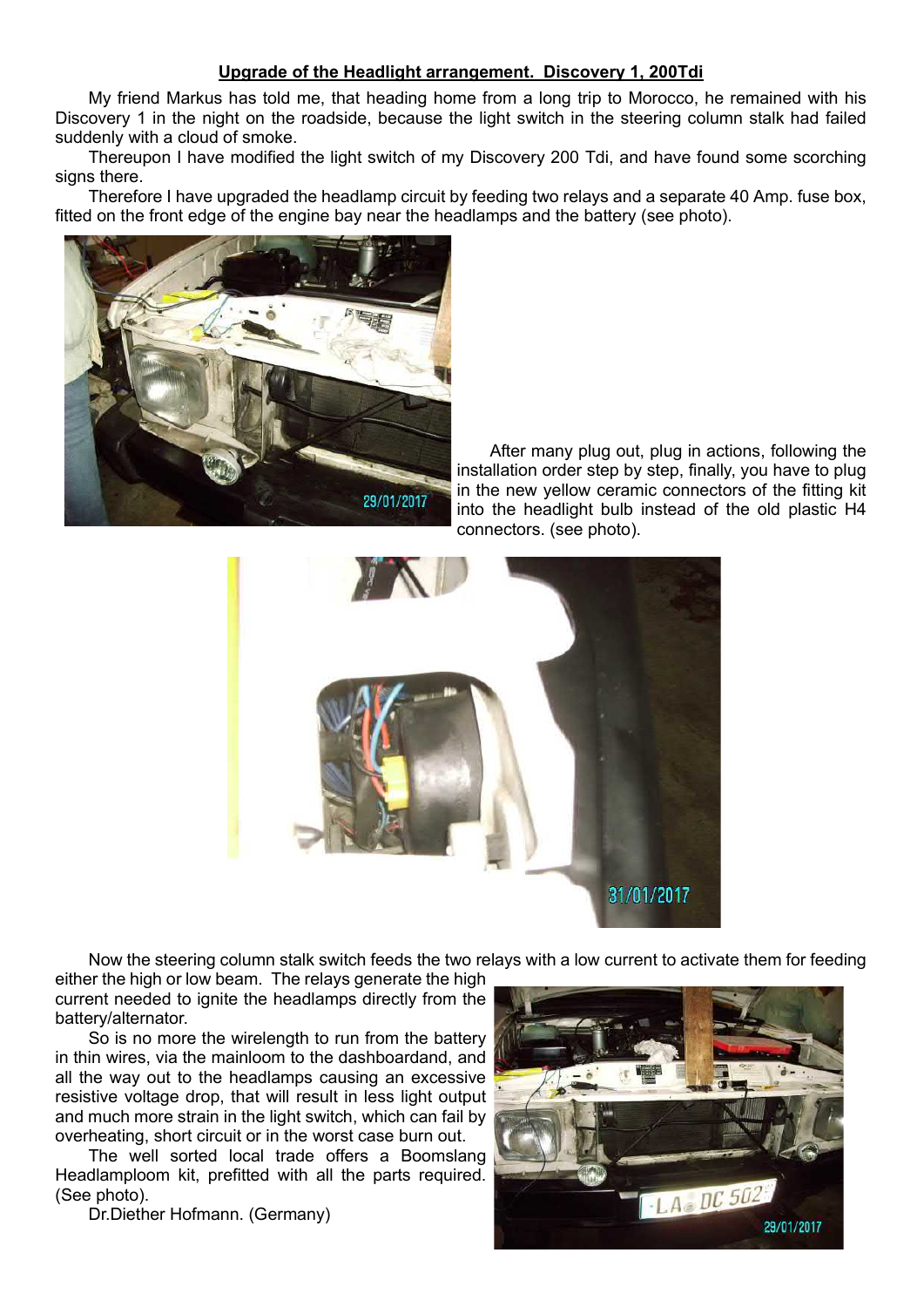## Upgrade of the Headlight arrangement. Discovery 1, 200Tdi

My friend Markus has told me, that heading home from a long trip to Morocco, he remained with his Discovery 1 in the night on the roadside, because the light switch in the steering column stalk had failed suddenly with a cloud of smoke.

Thereupon I have modified the light switch of my Discovery 200 Tdi, and have found some scorching signs there.

Therefore I have upgraded the headlamp circuit by feeding two relays and a separate 40 Amp. fuse box, fitted on the front edge of the engine bay near the headlamps and the battery (see photo).

After many plug out, plug in actions, following the installation order step by step, finally, you have to plug in the new yellow ceramic connectors of the fitting kit into the headlight bulb instead of the old plastic H4 connectors. (see photo).

Now the steering column stalk switch feeds the two relays with a low current to activate them for feeding either the high or low beam. The relays generate the high current needed to ignite the headlamps directly from the battery/alternator.

So is no more the wirelength to run from the battery in thin wires, via the mainloom to the dashboardand, and all the way out to the headlamps causing an excessive resistive voltage drop, that will result in less light output and much more strain in the light switch, which can fail by overheating, short circuit or in the worst case burn out.

The well sorted local trade offers a Boomslang Headlamploom kit, prefitted with all the parts required. (See photo).

Dr.Diether Hofmann. (Germany)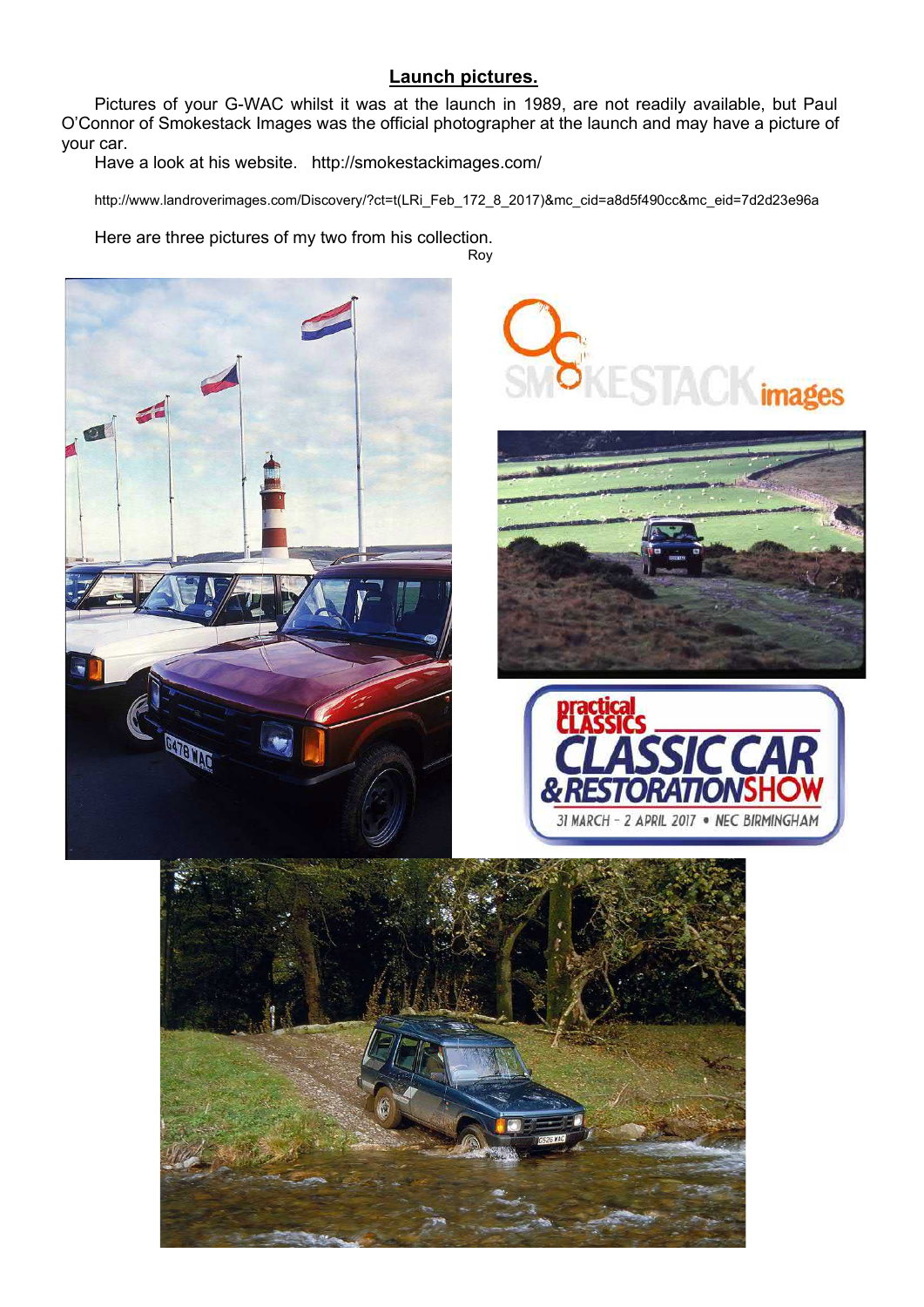## Launch pictures.

Pictures of your G-WAC whilst it was at the launch in 1989, are not readily available, but Paul O'Connor of Smokestack Images was the official photographer at the launch and may have a picture of your car.

Have a look at his website. http://smokestackimages.com/

http://www.landroverimages.com/Discovery/?ct=t(LRi_Feb_172_8_2017)&mc_cid=a8d5f490cc&mc_eid=7d2d23e96a

Here are three pictures of my two from his collection.

Roy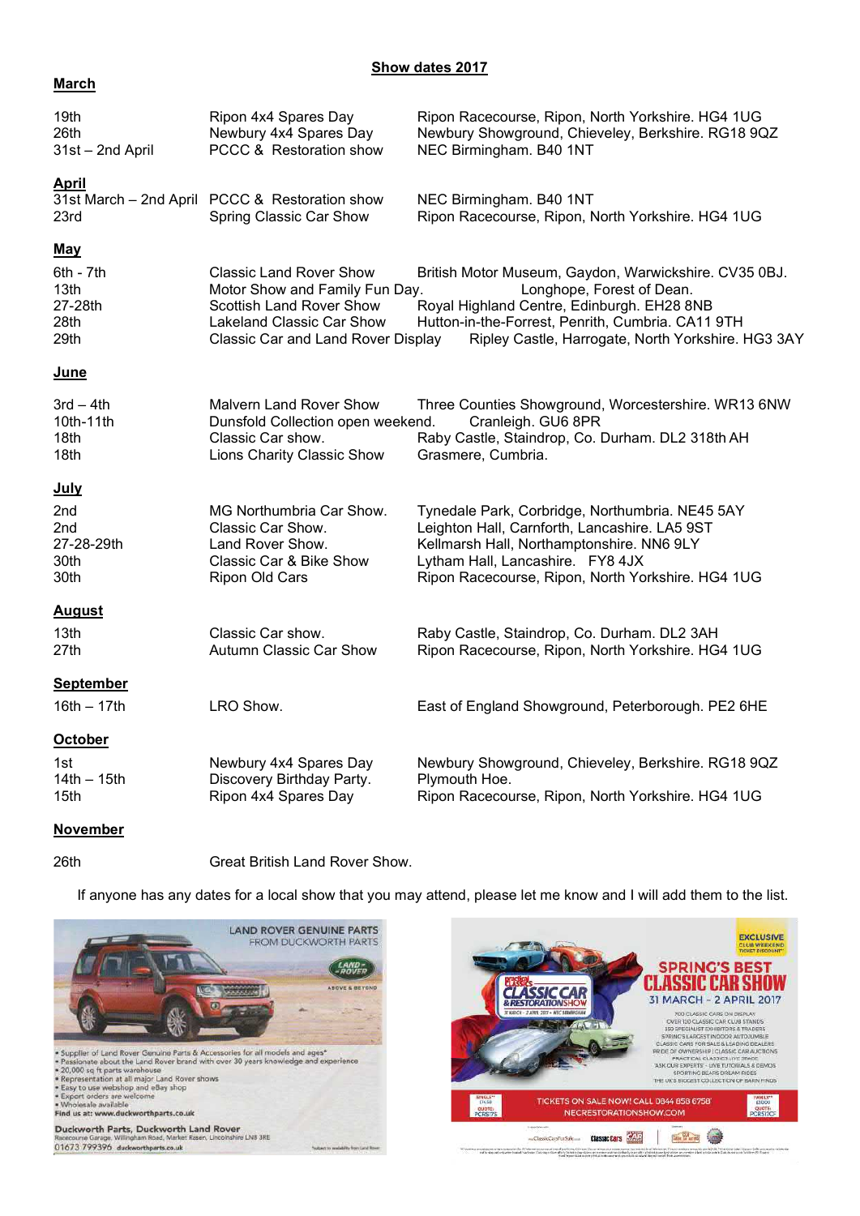## Show dates 2017

### March

| | | |
|---|---|---|
| 19th | Ripon 4x4 Spares Day | Ripon Racecourse, Ripon, North Yorkshire. HG4 1UG |
| 26th | Newbury 4x4 Spares Day | Newbury Showground, Chieveley, Berkshire. RG18 9QZ |
| 31st – 2nd April | PCCC & Restoration show | NEC Birmingham. B40 1NT |

### April

| | | |
|---|---|---|
| 31st March – 2nd April | PCCC & Restoration show | NEC Birmingham. B40 1NT |
| 23rd | Spring Classic Car Show | Ripon Racecourse, Ripon, North Yorkshire. HG4 1UG |

### May

| | | |
|---|---|---|
| 6th - 7th | Classic Land Rover Show | British Motor Museum, Gaydon, Warwickshire. CV35 0BJ. |
| 13th | Motor Show and Family Fun Day. | Longhope, Forest of Dean. |
| 27-28th | Scottish Land Rover Show | Royal Highland Centre, Edinburgh. EH28 8NB |
| 28th | Lakeland Classic Car Show | Hutton-in-the-Forrest, Penrith, Cumbria. CA11 9TH |
| 29th | Classic Car and Land Rover Display | Ripley Castle, Harrogate, North Yorkshire. HG3 3AY |

### June

| | | |
|---|---|---|
| 3rd – 4th | Malvern Land Rover Show | Three Counties Showground, Worcestershire. WR13 6NW |
| 10th-11th | Dunsfold Collection open weekend. | Cranleigh. GU6 8PR |
| 18th | Classic Car show. | Raby Castle, Staindrop, Co. Durham. DL2 318th AH |
| 18th | Lions Charity Classic Show | Grasmere, Cumbria. |

### July

| | | |
|---|---|---|
| 2nd | MG Northumbria Car Show. | Tynedale Park, Corbridge, Northumbria. NE45 5AY |
| 2nd | Classic Car Show. | Leighton Hall, Carnforth, Lancashire. LA5 9ST |
| 27-28-29th | Land Rover Show. | Kellmarsh Hall, Northamptonshire. NN6 9LY |
| 30th | Classic Car & Bike Show | Lytham Hall, Lancashire. FY8 4JX |
| 30th | Ripon Old Cars | Ripon Racecourse, Ripon, North Yorkshire. HG4 1UG |

### August

| | | |
|---|---|---|
| 13th | Classic Car show. | Raby Castle, Staindrop, Co. Durham. DL2 3AH |
| 27th | Autumn Classic Car Show | Ripon Racecourse, Ripon, North Yorkshire. HG4 1UG |

### September

| | | |
|---|---|---|
| 16th – 17th | LRO Show. | East of England Showground, Peterborough. PE2 6HE |

### October

| | | |
|---|---|---|
| 1st | Newbury 4x4 Spares Day | Newbury Showground, Chieveley, Berkshire. RG18 9QZ |
| 14th – 15th | Discovery Birthday Party. | Plymouth Hoe. |
| 15th | Ripon 4x4 Spares Day | Ripon Racecourse, Ripon, North Yorkshire. HG4 1UG |

### November

| | | |
|---|---|---|
| 26th | Great British Land Rover Show. | |

If anyone has any dates for a local show that you may attend, please let me know and I will add them to the list.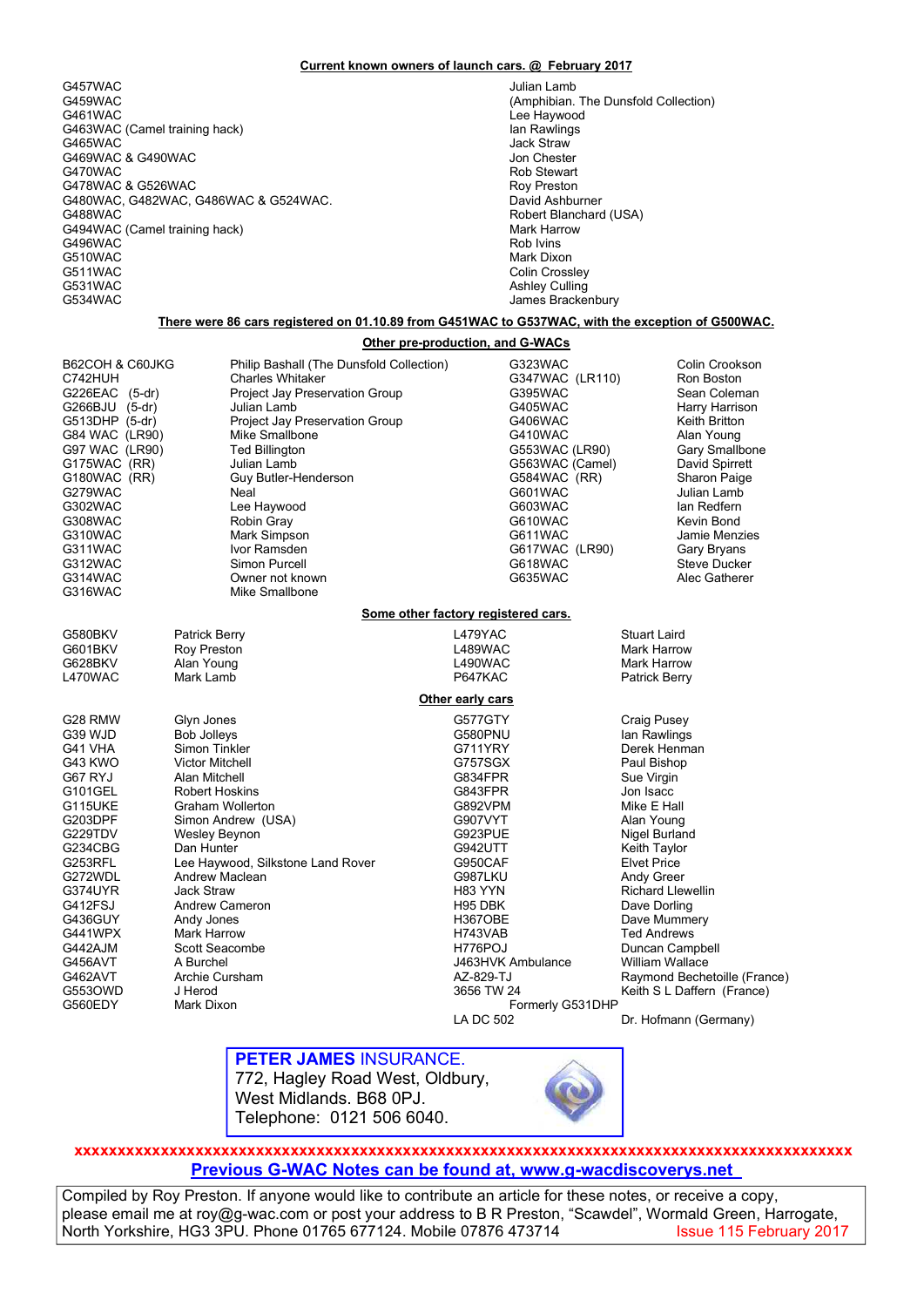## Current known owners of launch cars. @ February 2017

| | |
|---|---|
| G457WAC | Julian Lamb |
| G459WAC | (Amphibian. The Dunsfold Collection) |
| G461WAC | Lee Haywood |
| G463WAC (Camel training hack) | Ian Rawlings |
| G465WAC | Jack Straw |
| G469WAC & G490WAC | Jon Chester |
| G470WAC | Rob Stewart |
| G478WAC & G526WAC | Roy Preston |
| G480WAC, G482WAC, G486WAC & G524WAC. | David Ashburner |
| G488WAC | Robert Blanchard (USA) |
| G494WAC (Camel training hack) | Mark Harrow |
| G496WAC | Rob Ivins |
| G510WAC | Mark Dixon |
| G511WAC | Colin Crossley |
| G531WAC | Ashley Culling |
| G534WAC | James Brackenbury |

**There were 86 cars registered on 01.10.89 from G451WAC to G537WAC, with the exception of G500WAC.**

## Other pre-production, and G-WACs

| | | | |
|---|---|---|---|
| B62COH & C60JKG | Philip Bashall (The Dunsfold Collection) | G323WAC | Colin Crookson |
| C742HUH | Charles Whitaker | G347WAC (LR110) | Ron Boston |
| G226EAC (5-dr) | Project Jay Preservation Group | G395WAC | Sean Coleman |
| G266BJU (5-dr) | Julian Lamb | G405WAC | Harry Harrison |
| G513DHP (5-dr) | Project Jay Preservation Group | G406WAC | Keith Britton |
| G84 WAC (LR90) | Mike Smallbone | G410WAC | Alan Young |
| G97 WAC (LR90) | Ted Billington | G553WAC (LR90) | Gary Smallbone |
| G175WAC (RR) | Julian Lamb | G563WAC (Camel) | David Spirrett |
| G180WAC (RR) | Guy Butler-Henderson | G584WAC (RR) | Sharon Paige |
| G279WAC | Neal | G601WAC | Julian Lamb |
| G302WAC | Lee Haywood | G603WAC | Ian Redfern |
| G308WAC | Robin Gray | G610WAC | Kevin Bond |
| G310WAC | Mark Simpson | G611WAC | Jamie Menzies |
| G311WAC | Ivor Ramsden | G617WAC (LR90) | Gary Bryans |
| G312WAC | Simon Purcell | G618WAC | Steve Ducker |
| G314WAC | Owner not known | G635WAC | Alec Gatherer |
| G316WAC | Mike Smallbone | | |

## Some other factory registered cars.

| | | | |
|---|---|---|---|
| G580BKV | Patrick Berry | L479YAC | Stuart Laird |
| G601BKV | Roy Preston | L489WAC | Mark Harrow |
| G628BKV | Alan Young | L490WAC | Mark Harrow |
| L470WAC | Mark Lamb | P647KAC | Patrick Berry |

## Other early cars

| | | | |
|---|---|---|---|
| G28 RMW | Glyn Jones | G577GTY | Craig Pusey |
| G39 WJD | Bob Jolleys | G580PNU | Ian Rawlings |
| G41 VHA | Simon Tinkler | G711YRY | Derek Henman |
| G43 KWO | Victor Mitchell | G757SGX | Paul Bishop |
| G67 RYJ | Alan Mitchell | G834FPR | Sue Virgin |
| G101GEL | Robert Hoskins | G843FPR | Jon Isacc |
| G115UKE | Graham Wollerton | G892VPM | Mike E Hall |
| G203DPF | Simon Andrew (USA) | G907VYT | Alan Young |
| G229TDV | Wesley Beynon | G923PUE | Nigel Burland |
| G234CBG | Dan Hunter | G942UTT | Keith Taylor |
| G253RFL | Lee Haywood, Silkstone Land Rover | G950CAF | Elvet Price |
| G272WDL | Andrew Maclean | G987LKU | Andy Greer |
| G374UYR | Jack Straw | H83 YYN | Richard Llewellin |
| G412FSJ | Andrew Cameron | H95 DBK | Dave Dorling |
| G436GUY | Andy Jones | H367OBE | Dave Mummery |
| G441WPX | Mark Harrow | H743VAB | Ted Andrews |
| G442AJM | Scott Seacombe | H776POJ | Duncan Campbell |
| G456AVT | A Burchel | J463HVK Ambulance | William Wallace |
| G462AVT | Archie Cursham | AZ-829-TJ | Raymond Bechetoille (France) |
| G553OWD | J Herod | 3656 TW 24 | Keith S L Daffern (France) |
| G560EDY | Mark Dixon | Formerly G531DHP | |
| | | LA DC 502 | Dr. Hofmann (Germany) |

**PETER JAMES INSURANCE.**
772, Hagley Road West, Oldbury,
West Midlands. B68 0PJ.
Telephone: 0121 506 6040.

xxxxxxxxxxxxxxxxxxxxxxxxxxxxxxxxxxxxxxxxxxxxxxxxxxxxxxxxxxxxxxxxxxxxxxxxxxxxxxxxxxxxxxxxxx

**Previous G-WAC Notes can be found at, www.g-wacdiscoverys.net**

Compiled by Roy Preston. If anyone would like to contribute an article for these notes, or receive a copy, please email me at roy@g-wac.com or post your address to B R Preston, "Scawdel", Wormald Green, Harrogate, North Yorkshire, HG3 3PU. Phone 01765 677124. Mobile 07876 473714 Issue 115 February 2017